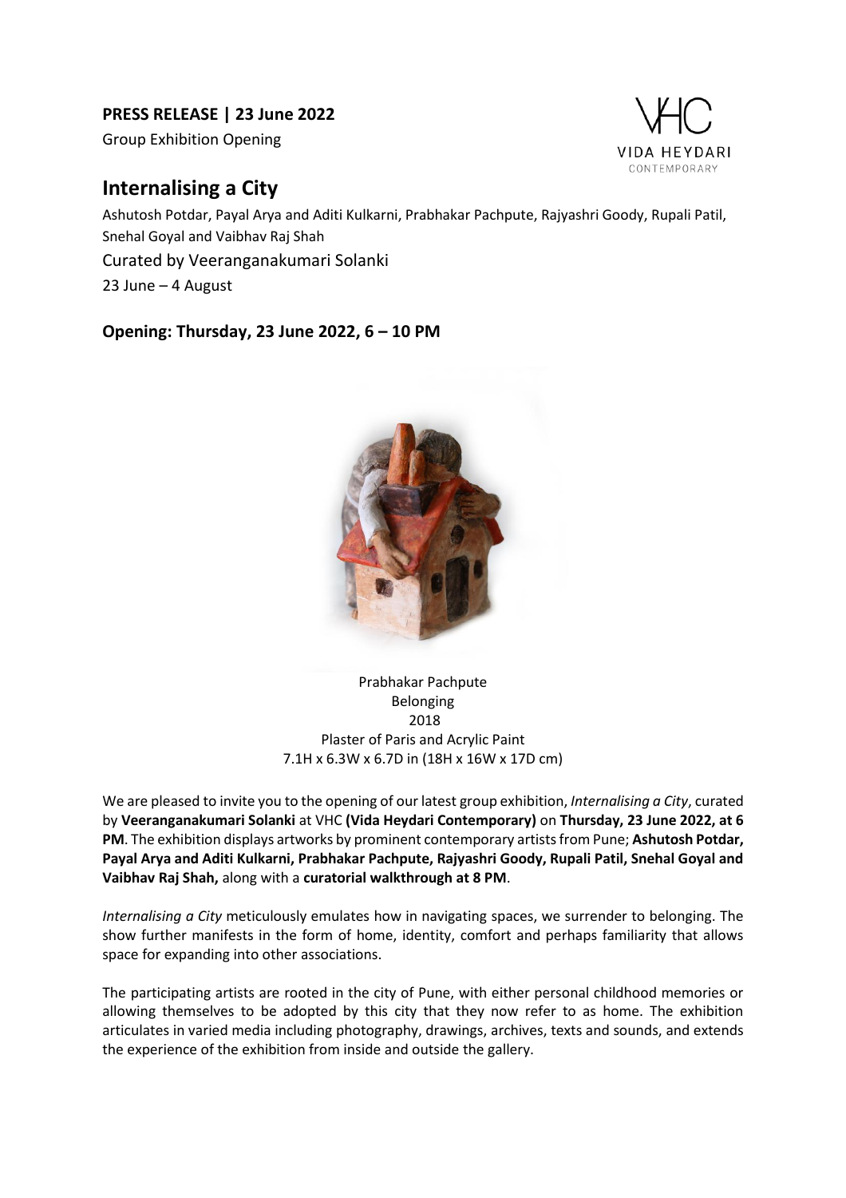**PRESS RELEASE | 23 June 2022**

Group Exhibition Opening

VHC
VIDA HEYDARI
CONTEMPORARY

# Internalising a City

Ashutosh Potdar, Payal Arya and Aditi Kulkarni, Prabhakar Pachpute, Rajyashri Goody, Rupali Patil, Snehal Goyal and Vaibhav Raj Shah

Curated by Veeranganakumari Solanki

23 June – 4 August

## Opening: Thursday, 23 June 2022, 6 – 10 PM

Prabhakar Pachpute
Belonging
2018
Plaster of Paris and Acrylic Paint
7.1H x 6.3W x 6.7D in (18H x 16W x 17D cm)

We are pleased to invite you to the opening of our latest group exhibition, *Internalising a City*, curated by **Veeranganakumari Solanki** at VHC **(Vida Heydari Contemporary)** on **Thursday, 23 June 2022, at 6 PM**. The exhibition displays artworks by prominent contemporary artists from Pune; **Ashutosh Potdar, Payal Arya and Aditi Kulkarni, Prabhakar Pachpute, Rajyashri Goody, Rupali Patil, Snehal Goyal and Vaibhav Raj Shah,** along with a **curatorial walkthrough at 8 PM**.

*Internalising a City* meticulously emulates how in navigating spaces, we surrender to belonging. The show further manifests in the form of home, identity, comfort and perhaps familiarity that allows space for expanding into other associations.

The participating artists are rooted in the city of Pune, with either personal childhood memories or allowing themselves to be adopted by this city that they now refer to as home. The exhibition articulates in varied media including photography, drawings, archives, texts and sounds, and extends the experience of the exhibition from inside and outside the gallery.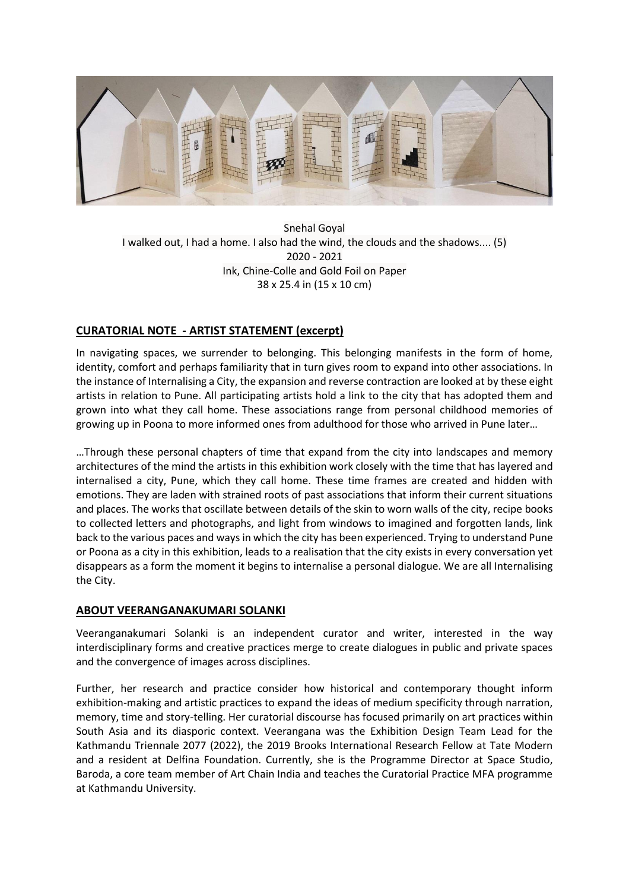Snehal Goyal
I walked out, I had a home. I also had the wind, the clouds and the shadows.... (5)
2020 - 2021
Ink, Chine-Colle and Gold Foil on Paper
38 x 25.4 in (15 x 10 cm)

## CURATORIAL NOTE - ARTIST STATEMENT (excerpt)

In navigating spaces, we surrender to belonging. This belonging manifests in the form of home, identity, comfort and perhaps familiarity that in turn gives room to expand into other associations. In the instance of Internalising a City, the expansion and reverse contraction are looked at by these eight artists in relation to Pune. All participating artists hold a link to the city that has adopted them and grown into what they call home. These associations range from personal childhood memories of growing up in Poona to more informed ones from adulthood for those who arrived in Pune later…

…Through these personal chapters of time that expand from the city into landscapes and memory architectures of the mind the artists in this exhibition work closely with the time that has layered and internalised a city, Pune, which they call home. These time frames are created and hidden with emotions. They are laden with strained roots of past associations that inform their current situations and places. The works that oscillate between details of the skin to worn walls of the city, recipe books to collected letters and photographs, and light from windows to imagined and forgotten lands, link back to the various paces and ways in which the city has been experienced. Trying to understand Pune or Poona as a city in this exhibition, leads to a realisation that the city exists in every conversation yet disappears as a form the moment it begins to internalise a personal dialogue. We are all Internalising the City.

## ABOUT VEERANGANAKUMARI SOLANKI

Veeranganakumari Solanki is an independent curator and writer, interested in the way interdisciplinary forms and creative practices merge to create dialogues in public and private spaces and the convergence of images across disciplines.

Further, her research and practice consider how historical and contemporary thought inform exhibition-making and artistic practices to expand the ideas of medium specificity through narration, memory, time and story-telling. Her curatorial discourse has focused primarily on art practices within South Asia and its diasporic context. Veerangana was the Exhibition Design Team Lead for the Kathmandu Triennale 2077 (2022), the 2019 Brooks International Research Fellow at Tate Modern and a resident at Delfina Foundation. Currently, she is the Programme Director at Space Studio, Baroda, a core team member of Art Chain India and teaches the Curatorial Practice MFA programme at Kathmandu University.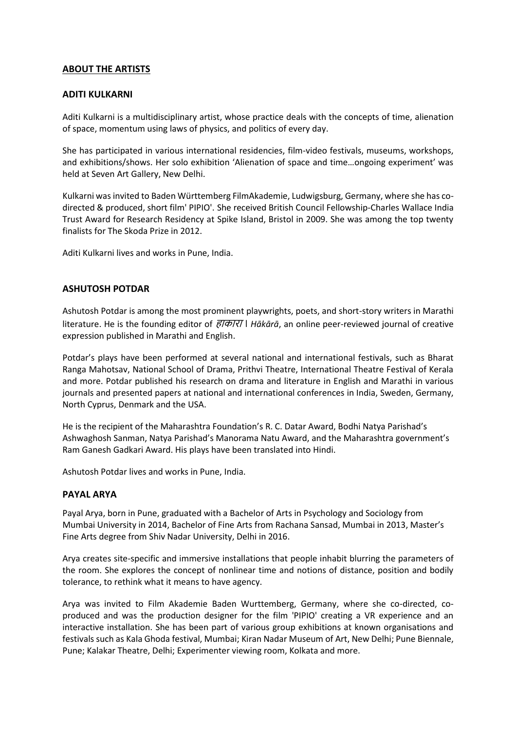## ABOUT THE ARTISTS

### ADITI KULKARNI

Aditi Kulkarni is a multidisciplinary artist, whose practice deals with the concepts of time, alienation of space, momentum using laws of physics, and politics of every day.

She has participated in various international residencies, film-video festivals, museums, workshops, and exhibitions/shows. Her solo exhibition 'Alienation of space and time…ongoing experiment' was held at Seven Art Gallery, New Delhi.

Kulkarni was invited to Baden Württemberg FilmAkademie, Ludwigsburg, Germany, where she has co-directed & produced, short film' PIPIO'. She received British Council Fellowship-Charles Wallace India Trust Award for Research Residency at Spike Island, Bristol in 2009. She was among the top twenty finalists for The Skoda Prize in 2012.

Aditi Kulkarni lives and works in Pune, India.

### ASHUTOSH POTDAR

Ashutosh Potdar is among the most prominent playwrights, poets, and short-story writers in Marathi literature. He is the founding editor of *हाकारा* I *Hākārā*, an online peer-reviewed journal of creative expression published in Marathi and English.

Potdar's plays have been performed at several national and international festivals, such as Bharat Ranga Mahotsav, National School of Drama, Prithvi Theatre, International Theatre Festival of Kerala and more. Potdar published his research on drama and literature in English and Marathi in various journals and presented papers at national and international conferences in India, Sweden, Germany, North Cyprus, Denmark and the USA.

He is the recipient of the Maharashtra Foundation's R. C. Datar Award, Bodhi Natya Parishad's Ashwaghosh Sanman, Natya Parishad's Manorama Natu Award, and the Maharashtra government's Ram Ganesh Gadkari Award. His plays have been translated into Hindi.

Ashutosh Potdar lives and works in Pune, India.

### PAYAL ARYA

Payal Arya, born in Pune, graduated with a Bachelor of Arts in Psychology and Sociology from Mumbai University in 2014, Bachelor of Fine Arts from Rachana Sansad, Mumbai in 2013, Master's Fine Arts degree from Shiv Nadar University, Delhi in 2016.

Arya creates site-specific and immersive installations that people inhabit blurring the parameters of the room. She explores the concept of nonlinear time and notions of distance, position and bodily tolerance, to rethink what it means to have agency.

Arya was invited to Film Akademie Baden Wurttemberg, Germany, where she co-directed, co-produced and was the production designer for the film 'PIPIO' creating a VR experience and an interactive installation. She has been part of various group exhibitions at known organisations and festivals such as Kala Ghoda festival, Mumbai; Kiran Nadar Museum of Art, New Delhi; Pune Biennale, Pune; Kalakar Theatre, Delhi; Experimenter viewing room, Kolkata and more.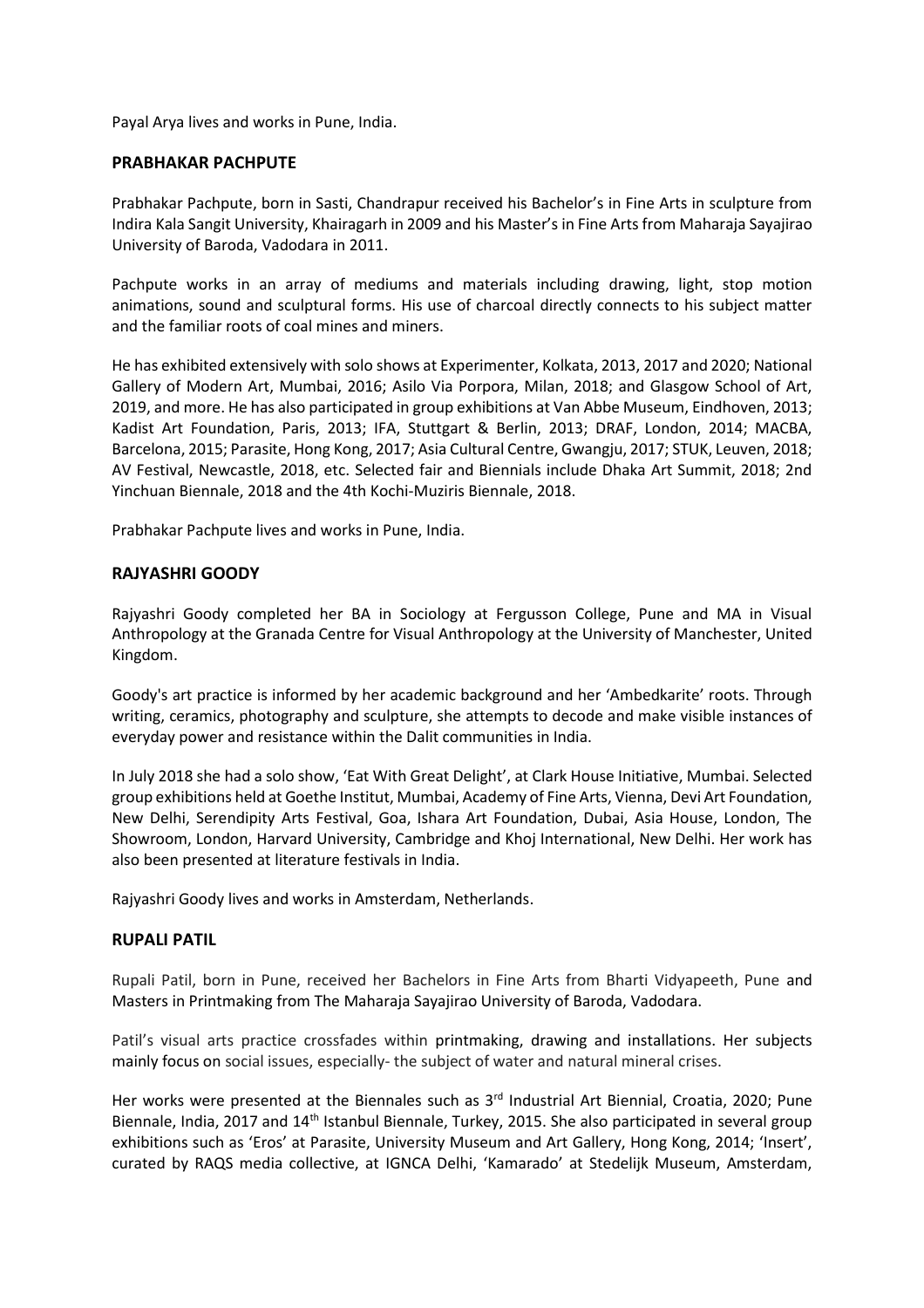Payal Arya lives and works in Pune, India.

## PRABHAKAR PACHPUTE

Prabhakar Pachpute, born in Sasti, Chandrapur received his Bachelor's in Fine Arts in sculpture from Indira Kala Sangit University, Khairagarh in 2009 and his Master's in Fine Arts from Maharaja Sayajirao University of Baroda, Vadodara in 2011.

Pachpute works in an array of mediums and materials including drawing, light, stop motion animations, sound and sculptural forms. His use of charcoal directly connects to his subject matter and the familiar roots of coal mines and miners.

He has exhibited extensively with solo shows at Experimenter, Kolkata, 2013, 2017 and 2020; National Gallery of Modern Art, Mumbai, 2016; Asilo Via Porpora, Milan, 2018; and Glasgow School of Art, 2019, and more. He has also participated in group exhibitions at Van Abbe Museum, Eindhoven, 2013; Kadist Art Foundation, Paris, 2013; IFA, Stuttgart & Berlin, 2013; DRAF, London, 2014; MACBA, Barcelona, 2015; Parasite, Hong Kong, 2017; Asia Cultural Centre, Gwangju, 2017; STUK, Leuven, 2018; AV Festival, Newcastle, 2018, etc. Selected fair and Biennials include Dhaka Art Summit, 2018; 2nd Yinchuan Biennale, 2018 and the 4th Kochi-Muziris Biennale, 2018.

Prabhakar Pachpute lives and works in Pune, India.

## RAJYASHRI GOODY

Rajyashri Goody completed her BA in Sociology at Fergusson College, Pune and MA in Visual Anthropology at the Granada Centre for Visual Anthropology at the University of Manchester, United Kingdom.

Goody's art practice is informed by her academic background and her 'Ambedkarite' roots. Through writing, ceramics, photography and sculpture, she attempts to decode and make visible instances of everyday power and resistance within the Dalit communities in India.

In July 2018 she had a solo show, 'Eat With Great Delight', at Clark House Initiative, Mumbai. Selected group exhibitions held at Goethe Institut, Mumbai, Academy of Fine Arts, Vienna, Devi Art Foundation, New Delhi, Serendipity Arts Festival, Goa, Ishara Art Foundation, Dubai, Asia House, London, The Showroom, London, Harvard University, Cambridge and Khoj International, New Delhi. Her work has also been presented at literature festivals in India.

Rajyashri Goody lives and works in Amsterdam, Netherlands.

## RUPALI PATIL

Rupali Patil, born in Pune, received her Bachelors in Fine Arts from Bharti Vidyapeeth, Pune and Masters in Printmaking from The Maharaja Sayajirao University of Baroda, Vadodara.

Patil's visual arts practice crossfades within printmaking, drawing and installations. Her subjects mainly focus on social issues, especially- the subject of water and natural mineral crises.

Her works were presented at the Biennales such as 3rd Industrial Art Biennial, Croatia, 2020; Pune Biennale, India, 2017 and 14th Istanbul Biennale, Turkey, 2015. She also participated in several group exhibitions such as 'Eros' at Parasite, University Museum and Art Gallery, Hong Kong, 2014; 'Insert', curated by RAQS media collective, at IGNCA Delhi, 'Kamarado' at Stedelijk Museum, Amsterdam,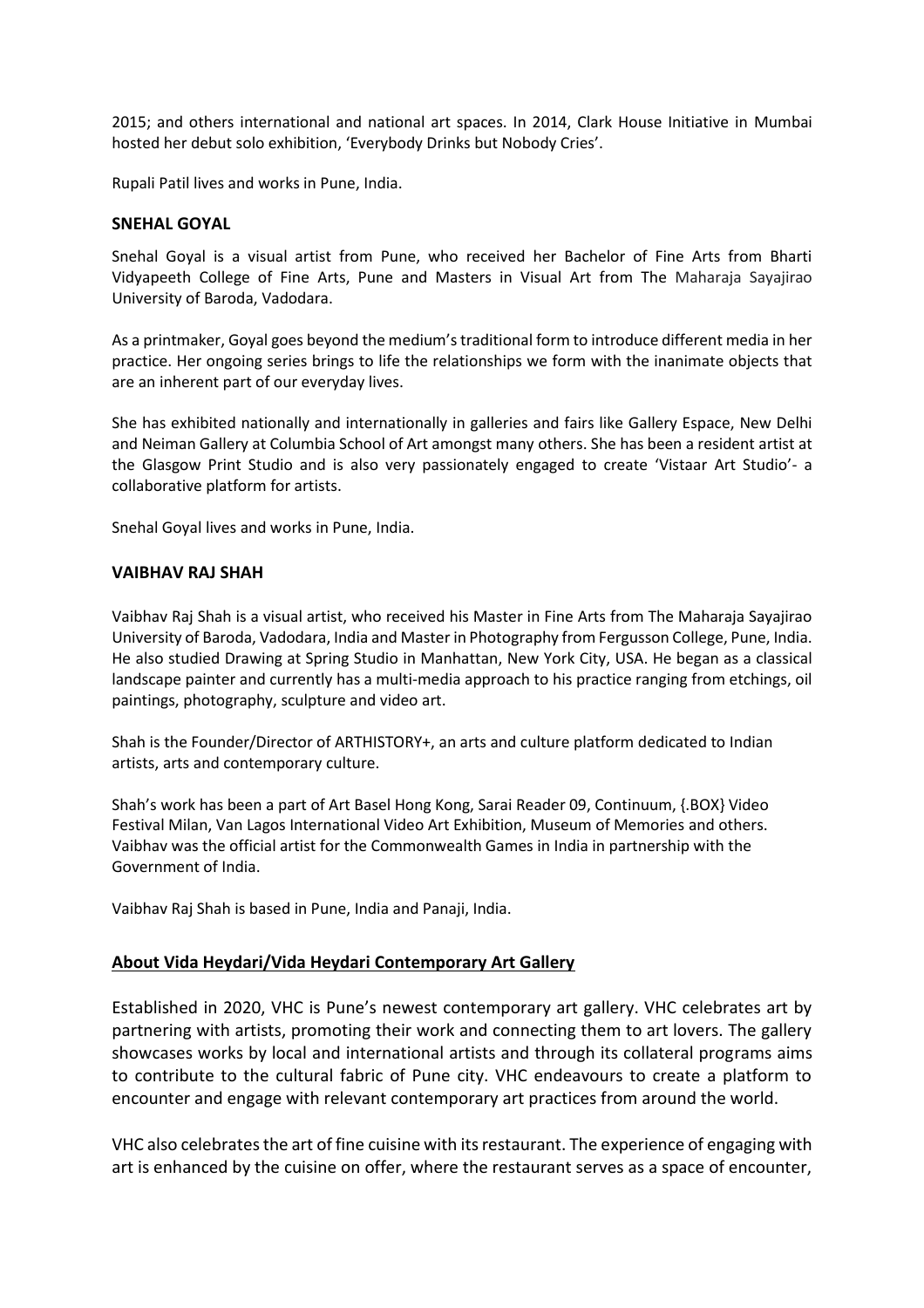2015; and others international and national art spaces. In 2014, Clark House Initiative in Mumbai hosted her debut solo exhibition, 'Everybody Drinks but Nobody Cries'.

Rupali Patil lives and works in Pune, India.

**SNEHAL GOYAL**

Snehal Goyal is a visual artist from Pune, who received her Bachelor of Fine Arts from Bharti Vidyapeeth College of Fine Arts, Pune and Masters in Visual Art from The Maharaja Sayajirao University of Baroda, Vadodara.

As a printmaker, Goyal goes beyond the medium's traditional form to introduce different media in her practice. Her ongoing series brings to life the relationships we form with the inanimate objects that are an inherent part of our everyday lives.

She has exhibited nationally and internationally in galleries and fairs like Gallery Espace, New Delhi and Neiman Gallery at Columbia School of Art amongst many others. She has been a resident artist at the Glasgow Print Studio and is also very passionately engaged to create 'Vistaar Art Studio'- a collaborative platform for artists.

Snehal Goyal lives and works in Pune, India.

**VAIBHAV RAJ SHAH**

Vaibhav Raj Shah is a visual artist, who received his Master in Fine Arts from The Maharaja Sayajirao University of Baroda, Vadodara, India and Master in Photography from Fergusson College, Pune, India. He also studied Drawing at Spring Studio in Manhattan, New York City, USA. He began as a classical landscape painter and currently has a multi-media approach to his practice ranging from etchings, oil paintings, photography, sculpture and video art.

Shah is the Founder/Director of ARTHISTORY+, an arts and culture platform dedicated to Indian artists, arts and contemporary culture.

Shah's work has been a part of Art Basel Hong Kong, Sarai Reader 09, Continuum, {.BOX} Video Festival Milan, Van Lagos International Video Art Exhibition, Museum of Memories and others. Vaibhav was the official artist for the Commonwealth Games in India in partnership with the Government of India.

Vaibhav Raj Shah is based in Pune, India and Panaji, India.

**About Vida Heydari/Vida Heydari Contemporary Art Gallery**

Established in 2020, VHC is Pune's newest contemporary art gallery. VHC celebrates art by partnering with artists, promoting their work and connecting them to art lovers. The gallery showcases works by local and international artists and through its collateral programs aims to contribute to the cultural fabric of Pune city. VHC endeavours to create a platform to encounter and engage with relevant contemporary art practices from around the world.

VHC also celebrates the art of fine cuisine with its restaurant. The experience of engaging with art is enhanced by the cuisine on offer, where the restaurant serves as a space of encounter,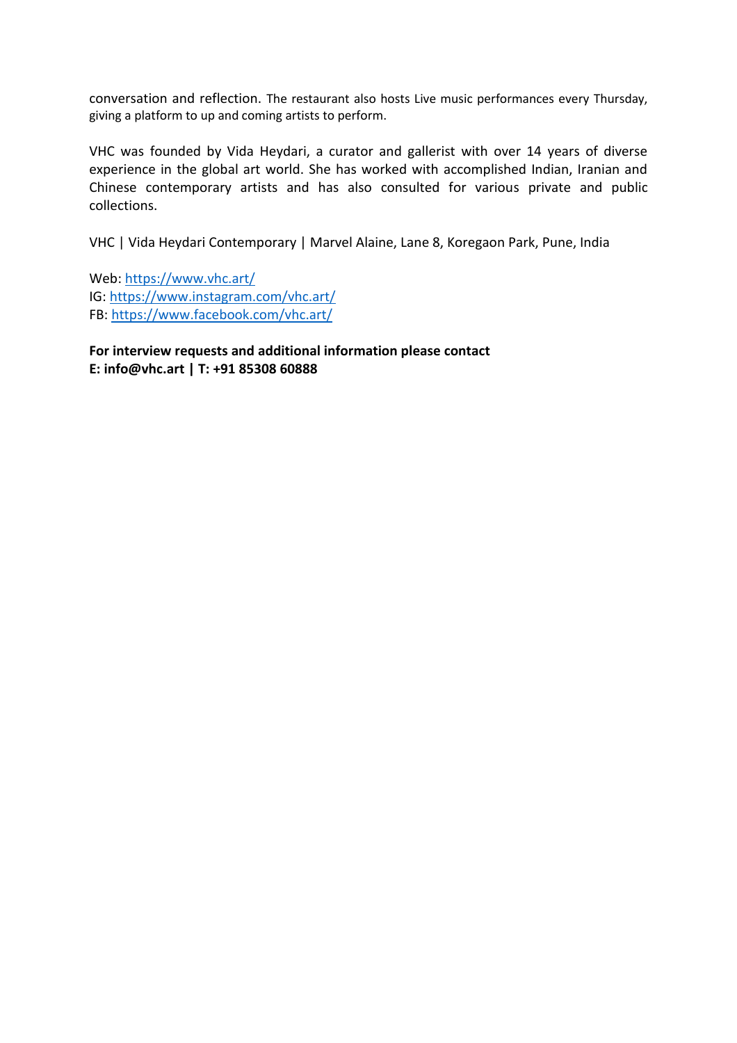conversation and reflection. The restaurant also hosts Live music performances every Thursday, giving a platform to up and coming artists to perform.

VHC was founded by Vida Heydari, a curator and gallerist with over 14 years of diverse experience in the global art world. She has worked with accomplished Indian, Iranian and Chinese contemporary artists and has also consulted for various private and public collections.

VHC | Vida Heydari Contemporary | Marvel Alaine, Lane 8, Koregaon Park, Pune, India

Web: https://www.vhc.art/  
IG: https://www.instagram.com/vhc.art/  
FB: https://www.facebook.com/vhc.art/

**For interview requests and additional information please contact**  
**E: info@vhc.art | T: +91 85308 60888**